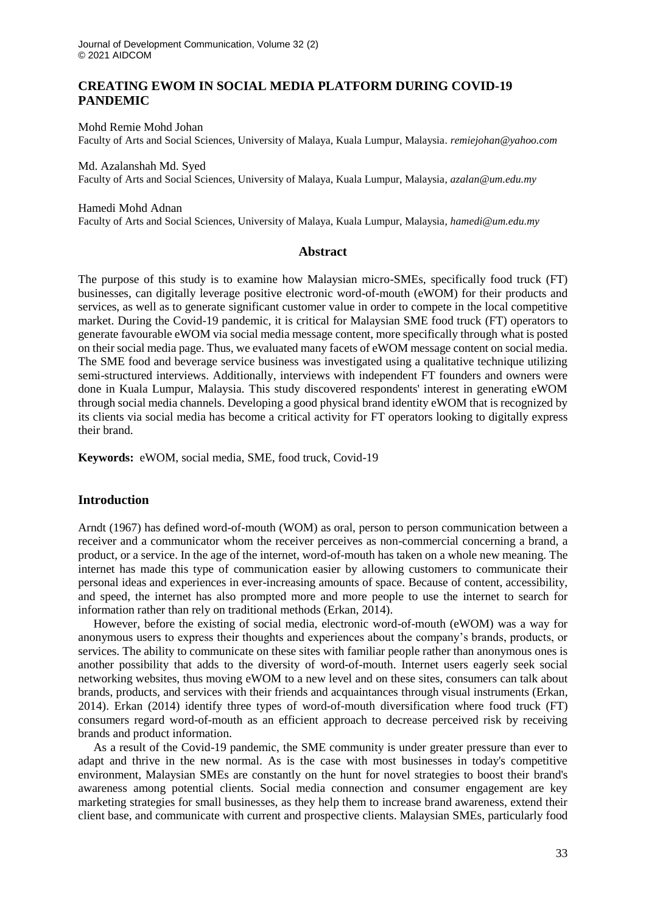# CREATING EWOM IN SOCIAL MEDIA PLATFORM DURING COVID-19 PANDEMIC

Mohd Remie Mohd Johan
Faculty of Arts and Social Sciences, University of Malaya, Kuala Lumpur, Malaysia. *remiejohan@yahoo.com*

Md. Azalanshah Md. Syed
Faculty of Arts and Social Sciences, University of Malaya, Kuala Lumpur, Malaysia, *azalan@um.edu.my*

Hamedi Mohd Adnan
Faculty of Arts and Social Sciences, University of Malaya, Kuala Lumpur, Malaysia, *hamedi@um.edu.my*

## Abstract

The purpose of this study is to examine how Malaysian micro-SMEs, specifically food truck (FT) businesses, can digitally leverage positive electronic word-of-mouth (eWOM) for their products and services, as well as to generate significant customer value in order to compete in the local competitive market. During the Covid-19 pandemic, it is critical for Malaysian SME food truck (FT) operators to generate favourable eWOM via social media message content, more specifically through what is posted on their social media page. Thus, we evaluated many facets of eWOM message content on social media. The SME food and beverage service business was investigated using a qualitative technique utilizing semi-structured interviews. Additionally, interviews with independent FT founders and owners were done in Kuala Lumpur, Malaysia. This study discovered respondents' interest in generating eWOM through social media channels. Developing a good physical brand identity eWOM that is recognized by its clients via social media has become a critical activity for FT operators looking to digitally express their brand.

**Keywords:** eWOM, social media, SME, food truck, Covid-19

## Introduction

Arndt (1967) has defined word-of-mouth (WOM) as oral, person to person communication between a receiver and a communicator whom the receiver perceives as non-commercial concerning a brand, a product, or a service. In the age of the internet, word-of-mouth has taken on a whole new meaning. The internet has made this type of communication easier by allowing customers to communicate their personal ideas and experiences in ever-increasing amounts of space. Because of content, accessibility, and speed, the internet has also prompted more and more people to use the internet to search for information rather than rely on traditional methods (Erkan, 2014).

However, before the existing of social media, electronic word-of-mouth (eWOM) was a way for anonymous users to express their thoughts and experiences about the company's brands, products, or services. The ability to communicate on these sites with familiar people rather than anonymous ones is another possibility that adds to the diversity of word-of-mouth. Internet users eagerly seek social networking websites, thus moving eWOM to a new level and on these sites, consumers can talk about brands, products, and services with their friends and acquaintances through visual instruments (Erkan, 2014). Erkan (2014) identify three types of word-of-mouth diversification where food truck (FT) consumers regard word-of-mouth as an efficient approach to decrease perceived risk by receiving brands and product information.

As a result of the Covid-19 pandemic, the SME community is under greater pressure than ever to adapt and thrive in the new normal. As is the case with most businesses in today's competitive environment, Malaysian SMEs are constantly on the hunt for novel strategies to boost their brand's awareness among potential clients. Social media connection and consumer engagement are key marketing strategies for small businesses, as they help them to increase brand awareness, extend their client base, and communicate with current and prospective clients. Malaysian SMEs, particularly food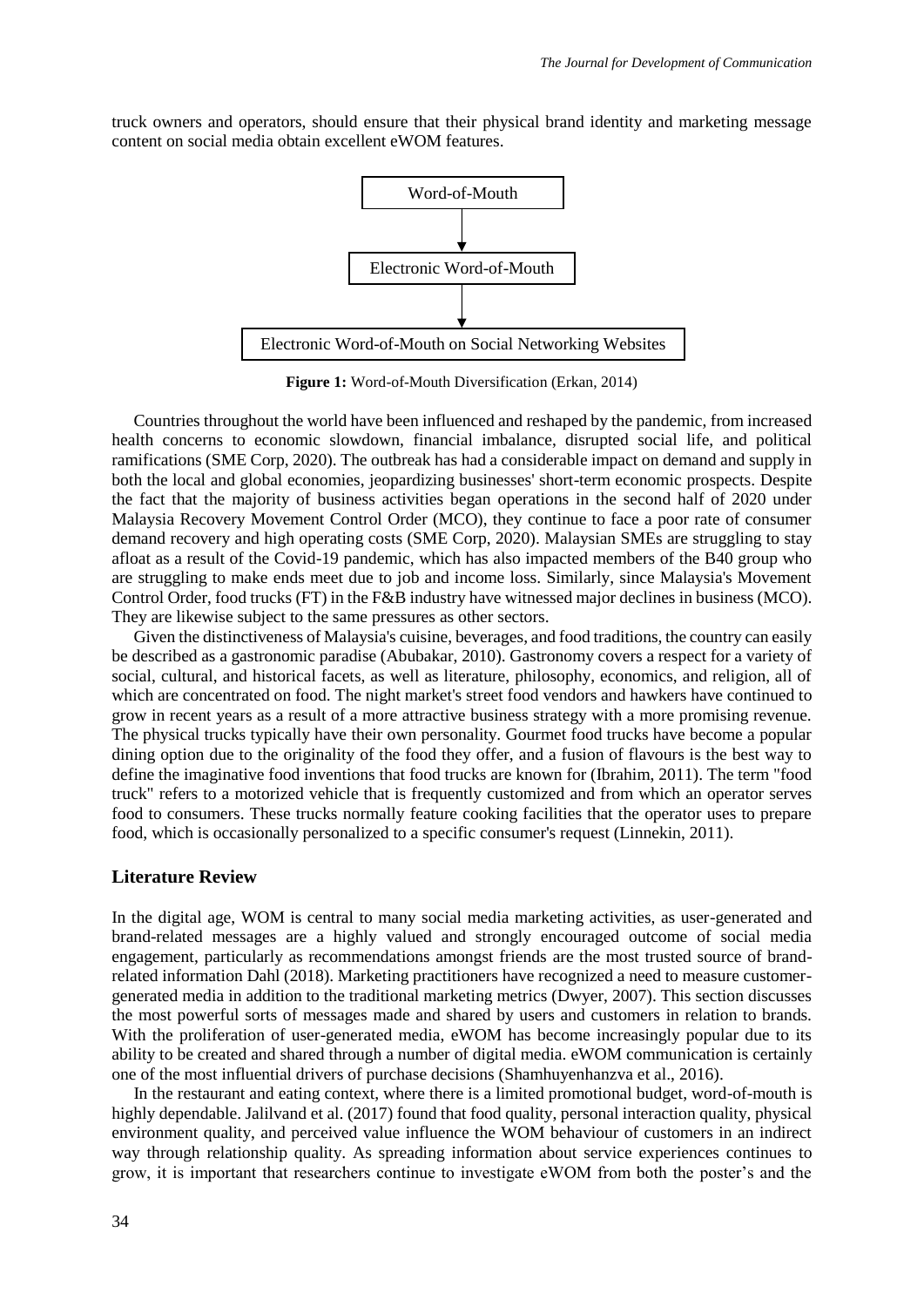truck owners and operators, should ensure that their physical brand identity and marketing message content on social media obtain excellent eWOM features.

Word-of-Mouth

↓

Electronic Word-of-Mouth

↓

Electronic Word-of-Mouth on Social Networking Websites

**Figure 1:** Word-of-Mouth Diversification (Erkan, 2014)

Countries throughout the world have been influenced and reshaped by the pandemic, from increased health concerns to economic slowdown, financial imbalance, disrupted social life, and political ramifications (SME Corp, 2020). The outbreak has had a considerable impact on demand and supply in both the local and global economies, jeopardizing businesses' short-term economic prospects. Despite the fact that the majority of business activities began operations in the second half of 2020 under Malaysia Recovery Movement Control Order (MCO), they continue to face a poor rate of consumer demand recovery and high operating costs (SME Corp, 2020). Malaysian SMEs are struggling to stay afloat as a result of the Covid-19 pandemic, which has also impacted members of the B40 group who are struggling to make ends meet due to job and income loss. Similarly, since Malaysia's Movement Control Order, food trucks (FT) in the F&B industry have witnessed major declines in business (MCO). They are likewise subject to the same pressures as other sectors.

Given the distinctiveness of Malaysia's cuisine, beverages, and food traditions, the country can easily be described as a gastronomic paradise (Abubakar, 2010). Gastronomy covers a respect for a variety of social, cultural, and historical facets, as well as literature, philosophy, economics, and religion, all of which are concentrated on food. The night market's street food vendors and hawkers have continued to grow in recent years as a result of a more attractive business strategy with a more promising revenue. The physical trucks typically have their own personality. Gourmet food trucks have become a popular dining option due to the originality of the food they offer, and a fusion of flavours is the best way to define the imaginative food inventions that food trucks are known for (Ibrahim, 2011). The term "food truck" refers to a motorized vehicle that is frequently customized and from which an operator serves food to consumers. These trucks normally feature cooking facilities that the operator uses to prepare food, which is occasionally personalized to a specific consumer's request (Linnekin, 2011).

## Literature Review

In the digital age, WOM is central to many social media marketing activities, as user-generated and brand-related messages are a highly valued and strongly encouraged outcome of social media engagement, particularly as recommendations amongst friends are the most trusted source of brand-related information Dahl (2018). Marketing practitioners have recognized a need to measure customer-generated media in addition to the traditional marketing metrics (Dwyer, 2007). This section discusses the most powerful sorts of messages made and shared by users and customers in relation to brands. With the proliferation of user-generated media, eWOM has become increasingly popular due to its ability to be created and shared through a number of digital media. eWOM communication is certainly one of the most influential drivers of purchase decisions (Shamhuyenhanzva et al., 2016).

In the restaurant and eating context, where there is a limited promotional budget, word-of-mouth is highly dependable. Jalilvand et al. (2017) found that food quality, personal interaction quality, physical environment quality, and perceived value influence the WOM behaviour of customers in an indirect way through relationship quality. As spreading information about service experiences continues to grow, it is important that researchers continue to investigate eWOM from both the poster's and the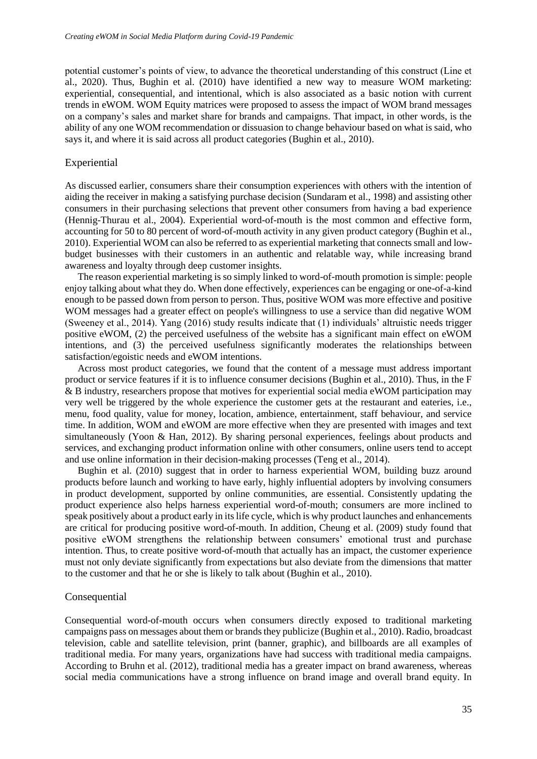potential customer's points of view, to advance the theoretical understanding of this construct (Line et al., 2020). Thus, Bughin et al. (2010) have identified a new way to measure WOM marketing: experiential, consequential, and intentional, which is also associated as a basic notion with current trends in eWOM. WOM Equity matrices were proposed to assess the impact of WOM brand messages on a company's sales and market share for brands and campaigns. That impact, in other words, is the ability of any one WOM recommendation or dissuasion to change behaviour based on what is said, who says it, and where it is said across all product categories (Bughin et al., 2010).

## Experiential

As discussed earlier, consumers share their consumption experiences with others with the intention of aiding the receiver in making a satisfying purchase decision (Sundaram et al., 1998) and assisting other consumers in their purchasing selections that prevent other consumers from having a bad experience (Hennig-Thurau et al., 2004). Experiential word-of-mouth is the most common and effective form, accounting for 50 to 80 percent of word-of-mouth activity in any given product category (Bughin et al., 2010). Experiential WOM can also be referred to as experiential marketing that connects small and low-budget businesses with their customers in an authentic and relatable way, while increasing brand awareness and loyalty through deep customer insights.

The reason experiential marketing is so simply linked to word-of-mouth promotion is simple: people enjoy talking about what they do. When done effectively, experiences can be engaging or one-of-a-kind enough to be passed down from person to person. Thus, positive WOM was more effective and positive WOM messages had a greater effect on people's willingness to use a service than did negative WOM (Sweeney et al., 2014). Yang (2016) study results indicate that (1) individuals' altruistic needs trigger positive eWOM, (2) the perceived usefulness of the website has a significant main effect on eWOM intentions, and (3) the perceived usefulness significantly moderates the relationships between satisfaction/egoistic needs and eWOM intentions.

Across most product categories, we found that the content of a message must address important product or service features if it is to influence consumer decisions (Bughin et al., 2010). Thus, in the F & B industry, researchers propose that motives for experiential social media eWOM participation may very well be triggered by the whole experience the customer gets at the restaurant and eateries, i.e., menu, food quality, value for money, location, ambience, entertainment, staff behaviour, and service time. In addition, WOM and eWOM are more effective when they are presented with images and text simultaneously (Yoon & Han, 2012). By sharing personal experiences, feelings about products and services, and exchanging product information online with other consumers, online users tend to accept and use online information in their decision-making processes (Teng et al., 2014).

Bughin et al. (2010) suggest that in order to harness experiential WOM, building buzz around products before launch and working to have early, highly influential adopters by involving consumers in product development, supported by online communities, are essential. Consistently updating the product experience also helps harness experiential word-of-mouth; consumers are more inclined to speak positively about a product early in its life cycle, which is why product launches and enhancements are critical for producing positive word-of-mouth. In addition, Cheung et al. (2009) study found that positive eWOM strengthens the relationship between consumers' emotional trust and purchase intention. Thus, to create positive word-of-mouth that actually has an impact, the customer experience must not only deviate significantly from expectations but also deviate from the dimensions that matter to the customer and that he or she is likely to talk about (Bughin et al., 2010).

## Consequential

Consequential word-of-mouth occurs when consumers directly exposed to traditional marketing campaigns pass on messages about them or brands they publicize (Bughin et al., 2010). Radio, broadcast television, cable and satellite television, print (banner, graphic), and billboards are all examples of traditional media. For many years, organizations have had success with traditional media campaigns. According to Bruhn et al. (2012), traditional media has a greater impact on brand awareness, whereas social media communications have a strong influence on brand image and overall brand equity. In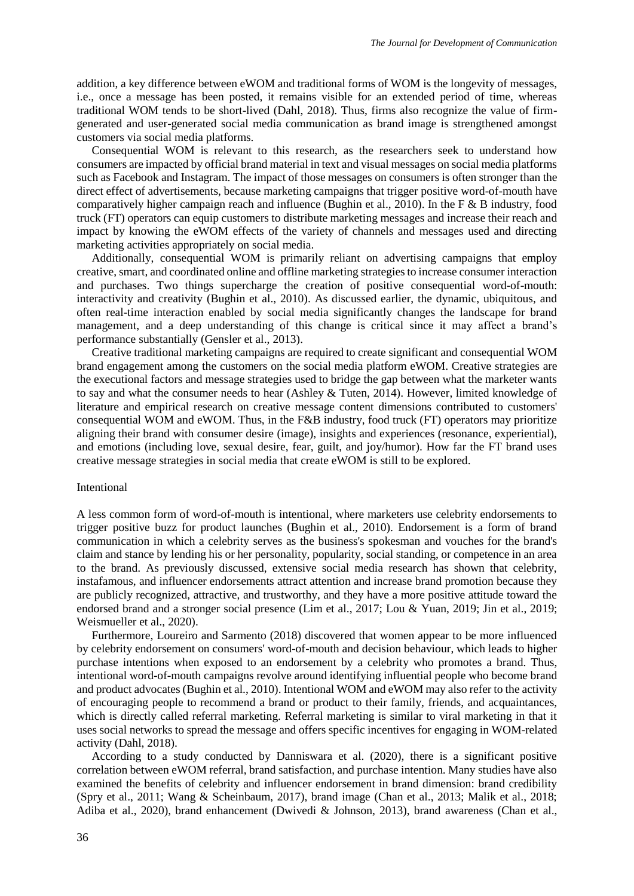addition, a key difference between eWOM and traditional forms of WOM is the longevity of messages, i.e., once a message has been posted, it remains visible for an extended period of time, whereas traditional WOM tends to be short-lived (Dahl, 2018). Thus, firms also recognize the value of firm-generated and user-generated social media communication as brand image is strengthened amongst customers via social media platforms.

Consequential WOM is relevant to this research, as the researchers seek to understand how consumers are impacted by official brand material in text and visual messages on social media platforms such as Facebook and Instagram. The impact of those messages on consumers is often stronger than the direct effect of advertisements, because marketing campaigns that trigger positive word-of-mouth have comparatively higher campaign reach and influence (Bughin et al., 2010). In the F & B industry, food truck (FT) operators can equip customers to distribute marketing messages and increase their reach and impact by knowing the eWOM effects of the variety of channels and messages used and directing marketing activities appropriately on social media.

Additionally, consequential WOM is primarily reliant on advertising campaigns that employ creative, smart, and coordinated online and offline marketing strategies to increase consumer interaction and purchases. Two things supercharge the creation of positive consequential word-of-mouth: interactivity and creativity (Bughin et al., 2010). As discussed earlier, the dynamic, ubiquitous, and often real-time interaction enabled by social media significantly changes the landscape for brand management, and a deep understanding of this change is critical since it may affect a brand's performance substantially (Gensler et al., 2013).

Creative traditional marketing campaigns are required to create significant and consequential WOM brand engagement among the customers on the social media platform eWOM. Creative strategies are the executional factors and message strategies used to bridge the gap between what the marketer wants to say and what the consumer needs to hear (Ashley & Tuten, 2014). However, limited knowledge of literature and empirical research on creative message content dimensions contributed to customers' consequential WOM and eWOM. Thus, in the F&B industry, food truck (FT) operators may prioritize aligning their brand with consumer desire (image), insights and experiences (resonance, experiential), and emotions (including love, sexual desire, fear, guilt, and joy/humor). How far the FT brand uses creative message strategies in social media that create eWOM is still to be explored.

### Intentional

A less common form of word-of-mouth is intentional, where marketers use celebrity endorsements to trigger positive buzz for product launches (Bughin et al., 2010). Endorsement is a form of brand communication in which a celebrity serves as the business's spokesman and vouches for the brand's claim and stance by lending his or her personality, popularity, social standing, or competence in an area to the brand. As previously discussed, extensive social media research has shown that celebrity, instafamous, and influencer endorsements attract attention and increase brand promotion because they are publicly recognized, attractive, and trustworthy, and they have a more positive attitude toward the endorsed brand and a stronger social presence (Lim et al., 2017; Lou & Yuan, 2019; Jin et al., 2019; Weismueller et al., 2020).

Furthermore, Loureiro and Sarmento (2018) discovered that women appear to be more influenced by celebrity endorsement on consumers' word-of-mouth and decision behaviour, which leads to higher purchase intentions when exposed to an endorsement by a celebrity who promotes a brand. Thus, intentional word-of-mouth campaigns revolve around identifying influential people who become brand and product advocates (Bughin et al., 2010). Intentional WOM and eWOM may also refer to the activity of encouraging people to recommend a brand or product to their family, friends, and acquaintances, which is directly called referral marketing. Referral marketing is similar to viral marketing in that it uses social networks to spread the message and offers specific incentives for engaging in WOM-related activity (Dahl, 2018).

According to a study conducted by Danniswara et al. (2020), there is a significant positive correlation between eWOM referral, brand satisfaction, and purchase intention. Many studies have also examined the benefits of celebrity and influencer endorsement in brand dimension: brand credibility (Spry et al., 2011; Wang & Scheinbaum, 2017), brand image (Chan et al., 2013; Malik et al., 2018; Adiba et al., 2020), brand enhancement (Dwivedi & Johnson, 2013), brand awareness (Chan et al.,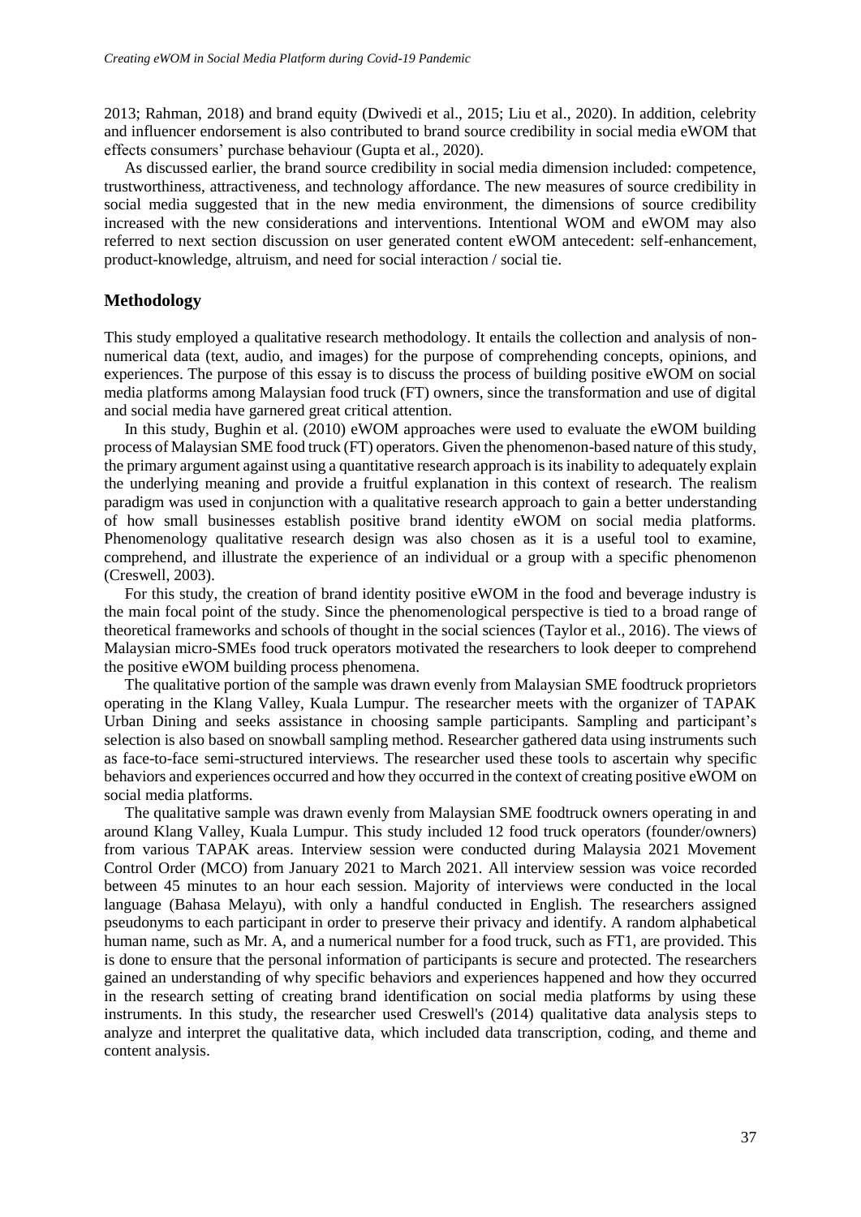2013; Rahman, 2018) and brand equity (Dwivedi et al., 2015; Liu et al., 2020). In addition, celebrity and influencer endorsement is also contributed to brand source credibility in social media eWOM that effects consumers' purchase behaviour (Gupta et al., 2020).

As discussed earlier, the brand source credibility in social media dimension included: competence, trustworthiness, attractiveness, and technology affordance. The new measures of source credibility in social media suggested that in the new media environment, the dimensions of source credibility increased with the new considerations and interventions. Intentional WOM and eWOM may also referred to next section discussion on user generated content eWOM antecedent: self-enhancement, product-knowledge, altruism, and need for social interaction / social tie.

## Methodology

This study employed a qualitative research methodology. It entails the collection and analysis of non-numerical data (text, audio, and images) for the purpose of comprehending concepts, opinions, and experiences. The purpose of this essay is to discuss the process of building positive eWOM on social media platforms among Malaysian food truck (FT) owners, since the transformation and use of digital and social media have garnered great critical attention.

In this study, Bughin et al. (2010) eWOM approaches were used to evaluate the eWOM building process of Malaysian SME food truck (FT) operators. Given the phenomenon-based nature of this study, the primary argument against using a quantitative research approach is its inability to adequately explain the underlying meaning and provide a fruitful explanation in this context of research. The realism paradigm was used in conjunction with a qualitative research approach to gain a better understanding of how small businesses establish positive brand identity eWOM on social media platforms. Phenomenology qualitative research design was also chosen as it is a useful tool to examine, comprehend, and illustrate the experience of an individual or a group with a specific phenomenon (Creswell, 2003).

For this study, the creation of brand identity positive eWOM in the food and beverage industry is the main focal point of the study. Since the phenomenological perspective is tied to a broad range of theoretical frameworks and schools of thought in the social sciences (Taylor et al., 2016). The views of Malaysian micro-SMEs food truck operators motivated the researchers to look deeper to comprehend the positive eWOM building process phenomena.

The qualitative portion of the sample was drawn evenly from Malaysian SME foodtruck proprietors operating in the Klang Valley, Kuala Lumpur. The researcher meets with the organizer of TAPAK Urban Dining and seeks assistance in choosing sample participants. Sampling and participant's selection is also based on snowball sampling method. Researcher gathered data using instruments such as face-to-face semi-structured interviews. The researcher used these tools to ascertain why specific behaviors and experiences occurred and how they occurred in the context of creating positive eWOM on social media platforms.

The qualitative sample was drawn evenly from Malaysian SME foodtruck owners operating in and around Klang Valley, Kuala Lumpur. This study included 12 food truck operators (founder/owners) from various TAPAK areas. Interview session were conducted during Malaysia 2021 Movement Control Order (MCO) from January 2021 to March 2021. All interview session was voice recorded between 45 minutes to an hour each session. Majority of interviews were conducted in the local language (Bahasa Melayu), with only a handful conducted in English. The researchers assigned pseudonyms to each participant in order to preserve their privacy and identify. A random alphabetical human name, such as Mr. A, and a numerical number for a food truck, such as FT1, are provided. This is done to ensure that the personal information of participants is secure and protected. The researchers gained an understanding of why specific behaviors and experiences happened and how they occurred in the research setting of creating brand identification on social media platforms by using these instruments. In this study, the researcher used Creswell's (2014) qualitative data analysis steps to analyze and interpret the qualitative data, which included data transcription, coding, and theme and content analysis.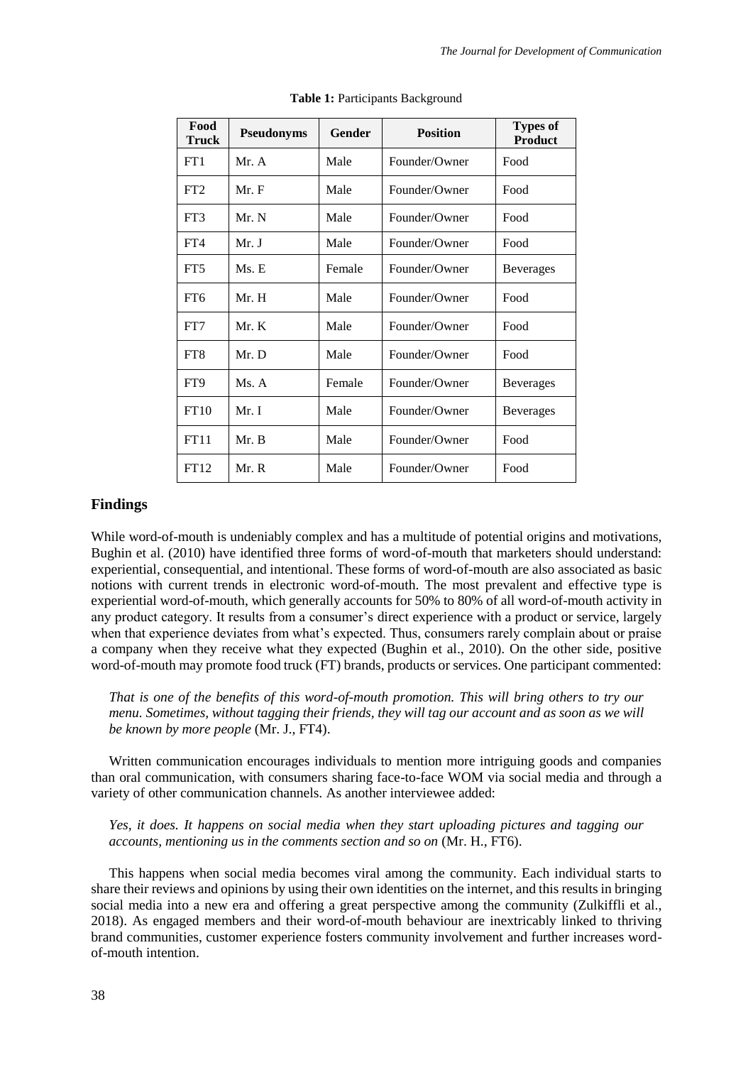**Table 1:** Participants Background

| Food Truck | Pseudonyms | Gender | Position | Types of Product |
|---|---|---|---|---|
| FT1 | Mr. A | Male | Founder/Owner | Food |
| FT2 | Mr. F | Male | Founder/Owner | Food |
| FT3 | Mr. N | Male | Founder/Owner | Food |
| FT4 | Mr. J | Male | Founder/Owner | Food |
| FT5 | Ms. E | Female | Founder/Owner | Beverages |
| FT6 | Mr. H | Male | Founder/Owner | Food |
| FT7 | Mr. K | Male | Founder/Owner | Food |
| FT8 | Mr. D | Male | Founder/Owner | Food |
| FT9 | Ms. A | Female | Founder/Owner | Beverages |
| FT10 | Mr. I | Male | Founder/Owner | Beverages |
| FT11 | Mr. B | Male | Founder/Owner | Food |
| FT12 | Mr. R | Male | Founder/Owner | Food |

## Findings

While word-of-mouth is undeniably complex and has a multitude of potential origins and motivations, Bughin et al. (2010) have identified three forms of word-of-mouth that marketers should understand: experiential, consequential, and intentional. These forms of word-of-mouth are also associated as basic notions with current trends in electronic word-of-mouth. The most prevalent and effective type is experiential word-of-mouth, which generally accounts for 50% to 80% of all word-of-mouth activity in any product category. It results from a consumer's direct experience with a product or service, largely when that experience deviates from what's expected. Thus, consumers rarely complain about or praise a company when they receive what they expected (Bughin et al., 2010). On the other side, positive word-of-mouth may promote food truck (FT) brands, products or services. One participant commented:

> *That is one of the benefits of this word-of-mouth promotion. This will bring others to try our menu. Sometimes, without tagging their friends, they will tag our account and as soon as we will be known by more people* (Mr. J., FT4).

Written communication encourages individuals to mention more intriguing goods and companies than oral communication, with consumers sharing face-to-face WOM via social media and through a variety of other communication channels. As another interviewee added:

> *Yes, it does. It happens on social media when they start uploading pictures and tagging our accounts, mentioning us in the comments section and so on* (Mr. H., FT6).

This happens when social media becomes viral among the community. Each individual starts to share their reviews and opinions by using their own identities on the internet, and this results in bringing social media into a new era and offering a great perspective among the community (Zulkiffli et al., 2018). As engaged members and their word-of-mouth behaviour are inextricably linked to thriving brand communities, customer experience fosters community involvement and further increases word-of-mouth intention.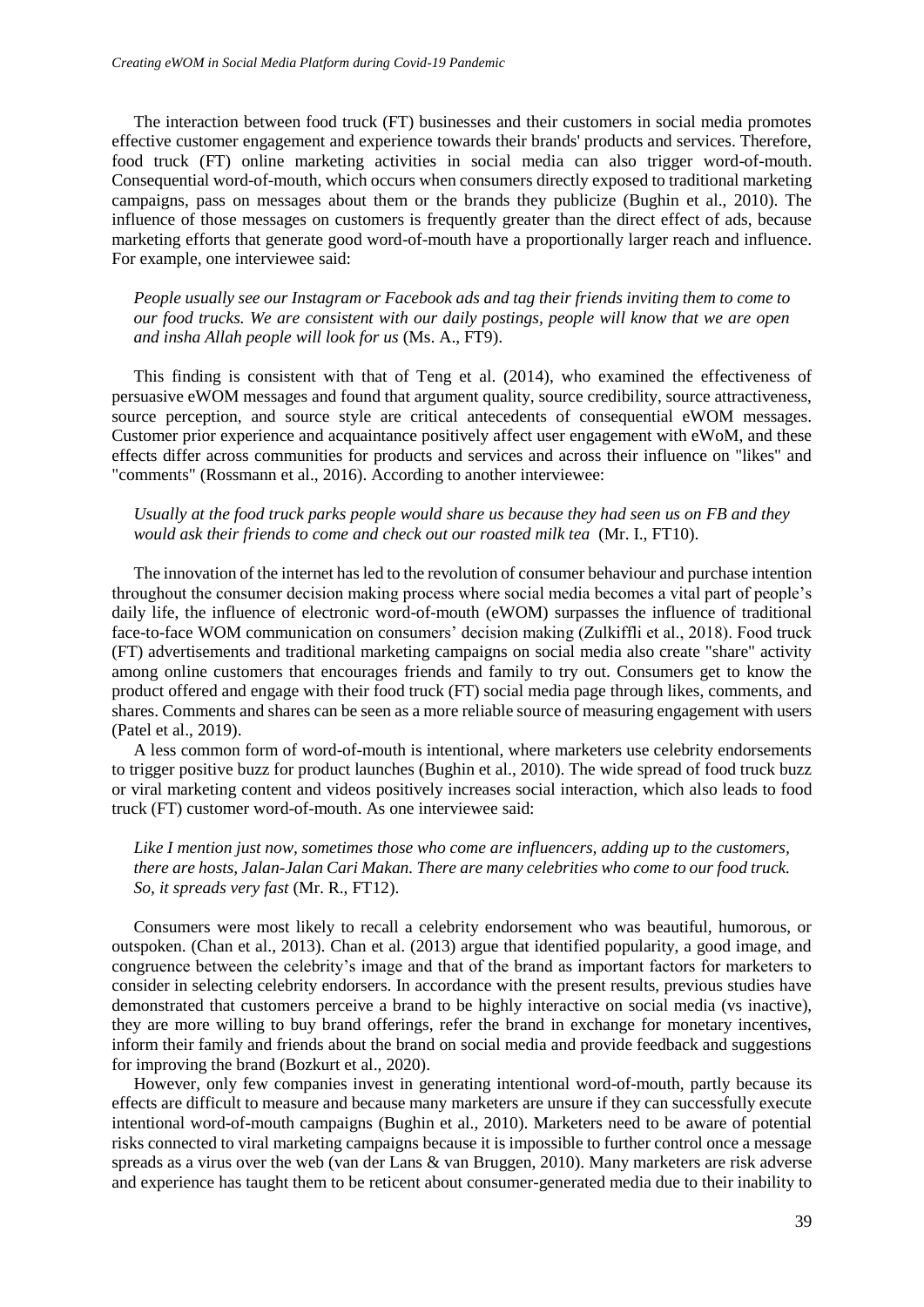The interaction between food truck (FT) businesses and their customers in social media promotes effective customer engagement and experience towards their brands' products and services. Therefore, food truck (FT) online marketing activities in social media can also trigger word-of-mouth. Consequential word-of-mouth, which occurs when consumers directly exposed to traditional marketing campaigns, pass on messages about them or the brands they publicize (Bughin et al., 2010). The influence of those messages on customers is frequently greater than the direct effect of ads, because marketing efforts that generate good word-of-mouth have a proportionally larger reach and influence. For example, one interviewee said:

> *People usually see our Instagram or Facebook ads and tag their friends inviting them to come to our food trucks. We are consistent with our daily postings, people will know that we are open and insha Allah people will look for us* (Ms. A., FT9).

This finding is consistent with that of Teng et al. (2014), who examined the effectiveness of persuasive eWOM messages and found that argument quality, source credibility, source attractiveness, source perception, and source style are critical antecedents of consequential eWOM messages. Customer prior experience and acquaintance positively affect user engagement with eWoM, and these effects differ across communities for products and services and across their influence on "likes" and "comments" (Rossmann et al., 2016). According to another interviewee:

> *Usually at the food truck parks people would share us because they had seen us on FB and they would ask their friends to come and check out our roasted milk tea* (Mr. I., FT10).

The innovation of the internet has led to the revolution of consumer behaviour and purchase intention throughout the consumer decision making process where social media becomes a vital part of people's daily life, the influence of electronic word-of-mouth (eWOM) surpasses the influence of traditional face-to-face WOM communication on consumers' decision making (Zulkiffli et al., 2018). Food truck (FT) advertisements and traditional marketing campaigns on social media also create "share" activity among online customers that encourages friends and family to try out. Consumers get to know the product offered and engage with their food truck (FT) social media page through likes, comments, and shares. Comments and shares can be seen as a more reliable source of measuring engagement with users (Patel et al., 2019).

A less common form of word-of-mouth is intentional, where marketers use celebrity endorsements to trigger positive buzz for product launches (Bughin et al., 2010). The wide spread of food truck buzz or viral marketing content and videos positively increases social interaction, which also leads to food truck (FT) customer word-of-mouth. As one interviewee said:

> *Like I mention just now, sometimes those who come are influencers, adding up to the customers, there are hosts, Jalan-Jalan Cari Makan. There are many celebrities who come to our food truck. So, it spreads very fast* (Mr. R., FT12).

Consumers were most likely to recall a celebrity endorsement who was beautiful, humorous, or outspoken. (Chan et al., 2013). Chan et al. (2013) argue that identified popularity, a good image, and congruence between the celebrity's image and that of the brand as important factors for marketers to consider in selecting celebrity endorsers. In accordance with the present results, previous studies have demonstrated that customers perceive a brand to be highly interactive on social media (vs inactive), they are more willing to buy brand offerings, refer the brand in exchange for monetary incentives, inform their family and friends about the brand on social media and provide feedback and suggestions for improving the brand (Bozkurt et al., 2020).

However, only few companies invest in generating intentional word-of-mouth, partly because its effects are difficult to measure and because many marketers are unsure if they can successfully execute intentional word-of-mouth campaigns (Bughin et al., 2010). Marketers need to be aware of potential risks connected to viral marketing campaigns because it is impossible to further control once a message spreads as a virus over the web (van der Lans & van Bruggen, 2010). Many marketers are risk adverse and experience has taught them to be reticent about consumer-generated media due to their inability to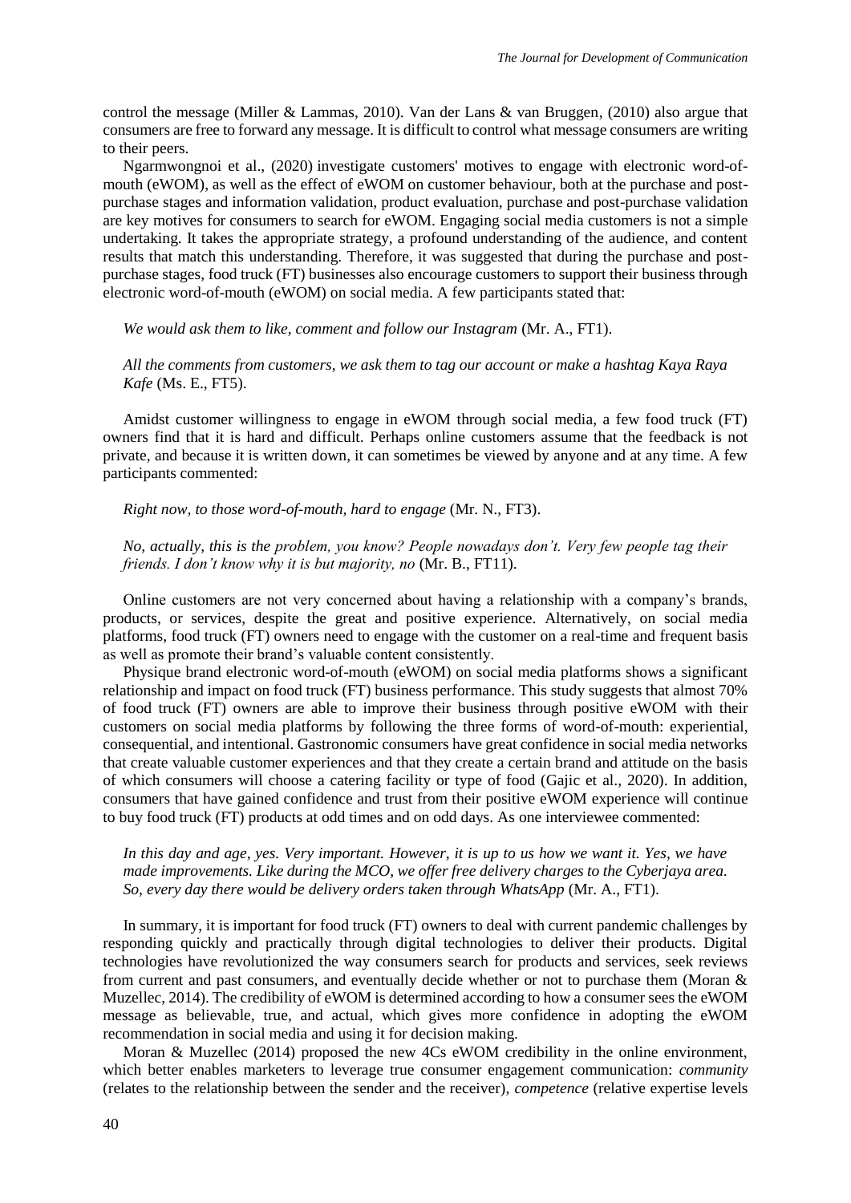control the message (Miller & Lammas, 2010). Van der Lans & van Bruggen, (2010) also argue that consumers are free to forward any message. It is difficult to control what message consumers are writing to their peers.

Ngarmwongnoi et al., (2020) investigate customers' motives to engage with electronic word-of-mouth (eWOM), as well as the effect of eWOM on customer behaviour, both at the purchase and post-purchase stages and information validation, product evaluation, purchase and post-purchase validation are key motives for consumers to search for eWOM. Engaging social media customers is not a simple undertaking. It takes the appropriate strategy, a profound understanding of the audience, and content results that match this understanding. Therefore, it was suggested that during the purchase and post-purchase stages, food truck (FT) businesses also encourage customers to support their business through electronic word-of-mouth (eWOM) on social media. A few participants stated that:

> *We would ask them to like, comment and follow our Instagram* (Mr. A., FT1).
>
> *All the comments from customers, we ask them to tag our account or make a hashtag Kaya Raya Kafe* (Ms. E., FT5).

Amidst customer willingness to engage in eWOM through social media, a few food truck (FT) owners find that it is hard and difficult. Perhaps online customers assume that the feedback is not private, and because it is written down, it can sometimes be viewed by anyone and at any time. A few participants commented:

> *Right now, to those word-of-mouth, hard to engage* (Mr. N., FT3).
>
> *No, actually, this is the problem, you know? People nowadays don't. Very few people tag their friends. I don't know why it is but majority, no* (Mr. B., FT11).

Online customers are not very concerned about having a relationship with a company's brands, products, or services, despite the great and positive experience. Alternatively, on social media platforms, food truck (FT) owners need to engage with the customer on a real-time and frequent basis as well as promote their brand's valuable content consistently.

Physique brand electronic word-of-mouth (eWOM) on social media platforms shows a significant relationship and impact on food truck (FT) business performance. This study suggests that almost 70% of food truck (FT) owners are able to improve their business through positive eWOM with their customers on social media platforms by following the three forms of word-of-mouth: experiential, consequential, and intentional. Gastronomic consumers have great confidence in social media networks that create valuable customer experiences and that they create a certain brand and attitude on the basis of which consumers will choose a catering facility or type of food (Gajic et al., 2020). In addition, consumers that have gained confidence and trust from their positive eWOM experience will continue to buy food truck (FT) products at odd times and on odd days. As one interviewee commented:

> *In this day and age, yes. Very important. However, it is up to us how we want it. Yes, we have made improvements. Like during the MCO, we offer free delivery charges to the Cyberjaya area. So, every day there would be delivery orders taken through WhatsApp* (Mr. A., FT1).

In summary, it is important for food truck (FT) owners to deal with current pandemic challenges by responding quickly and practically through digital technologies to deliver their products. Digital technologies have revolutionized the way consumers search for products and services, seek reviews from current and past consumers, and eventually decide whether or not to purchase them (Moran & Muzellec, 2014). The credibility of eWOM is determined according to how a consumer sees the eWOM message as believable, true, and actual, which gives more confidence in adopting the eWOM recommendation in social media and using it for decision making.

Moran & Muzellec (2014) proposed the new 4Cs eWOM credibility in the online environment, which better enables marketers to leverage true consumer engagement communication: *community* (relates to the relationship between the sender and the receiver), *competence* (relative expertise levels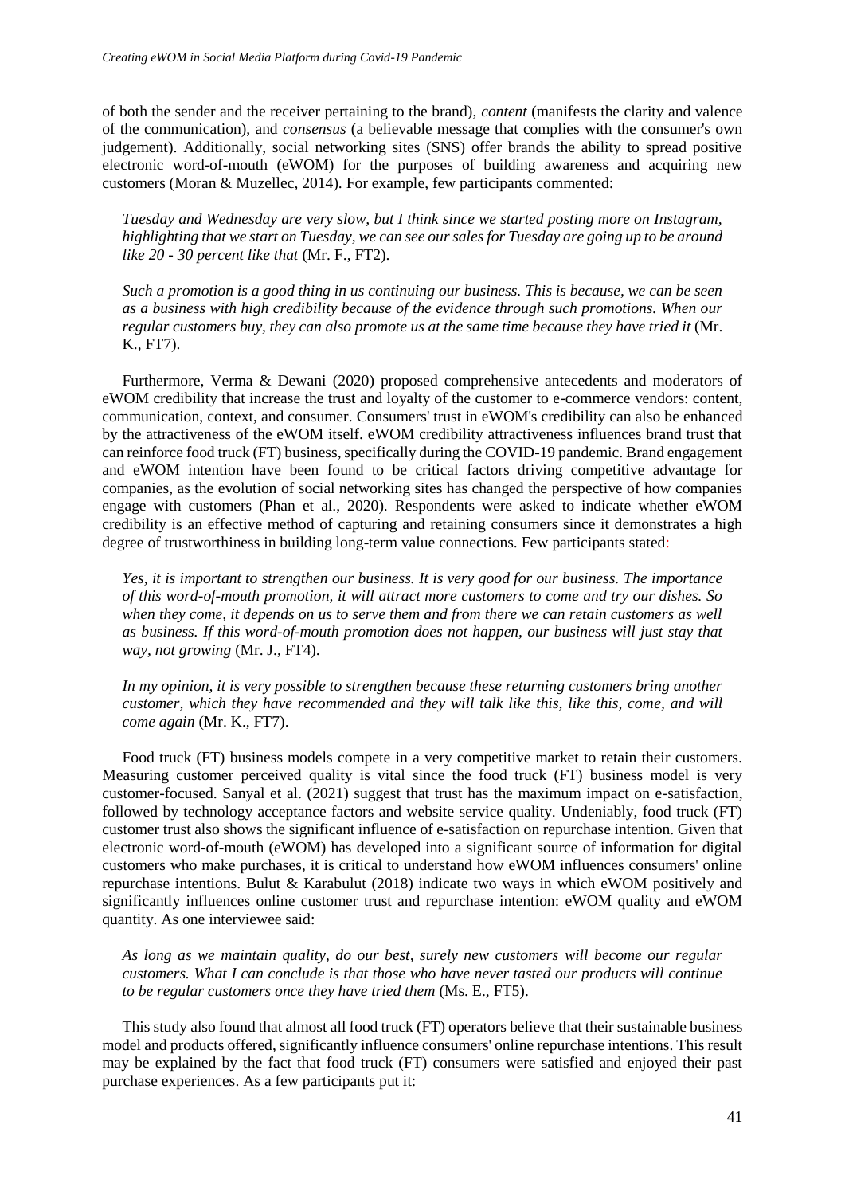of both the sender and the receiver pertaining to the brand), *content* (manifests the clarity and valence of the communication), and *consensus* (a believable message that complies with the consumer's own judgement). Additionally, social networking sites (SNS) offer brands the ability to spread positive electronic word-of-mouth (eWOM) for the purposes of building awareness and acquiring new customers (Moran & Muzellec, 2014). For example, few participants commented:

> *Tuesday and Wednesday are very slow, but I think since we started posting more on Instagram, highlighting that we start on Tuesday, we can see our sales for Tuesday are going up to be around like 20 - 30 percent like that* (Mr. F., FT2).

> *Such a promotion is a good thing in us continuing our business. This is because, we can be seen as a business with high credibility because of the evidence through such promotions. When our regular customers buy, they can also promote us at the same time because they have tried it* (Mr. K., FT7).

Furthermore, Verma & Dewani (2020) proposed comprehensive antecedents and moderators of eWOM credibility that increase the trust and loyalty of the customer to e-commerce vendors: content, communication, context, and consumer. Consumers' trust in eWOM's credibility can also be enhanced by the attractiveness of the eWOM itself. eWOM credibility attractiveness influences brand trust that can reinforce food truck (FT) business, specifically during the COVID-19 pandemic. Brand engagement and eWOM intention have been found to be critical factors driving competitive advantage for companies, as the evolution of social networking sites has changed the perspective of how companies engage with customers (Phan et al., 2020). Respondents were asked to indicate whether eWOM credibility is an effective method of capturing and retaining consumers since it demonstrates a high degree of trustworthiness in building long-term value connections. Few participants stated:

> *Yes, it is important to strengthen our business. It is very good for our business. The importance of this word-of-mouth promotion, it will attract more customers to come and try our dishes. So when they come, it depends on us to serve them and from there we can retain customers as well as business. If this word-of-mouth promotion does not happen, our business will just stay that way, not growing* (Mr. J., FT4).

> *In my opinion, it is very possible to strengthen because these returning customers bring another customer, which they have recommended and they will talk like this, like this, come, and will come again* (Mr. K., FT7).

Food truck (FT) business models compete in a very competitive market to retain their customers. Measuring customer perceived quality is vital since the food truck (FT) business model is very customer-focused. Sanyal et al. (2021) suggest that trust has the maximum impact on e-satisfaction, followed by technology acceptance factors and website service quality. Undeniably, food truck (FT) customer trust also shows the significant influence of e-satisfaction on repurchase intention. Given that electronic word-of-mouth (eWOM) has developed into a significant source of information for digital customers who make purchases, it is critical to understand how eWOM influences consumers' online repurchase intentions. Bulut & Karabulut (2018) indicate two ways in which eWOM positively and significantly influences online customer trust and repurchase intention: eWOM quality and eWOM quantity. As one interviewee said:

> *As long as we maintain quality, do our best, surely new customers will become our regular customers. What I can conclude is that those who have never tasted our products will continue to be regular customers once they have tried them* (Ms. E., FT5).

This study also found that almost all food truck (FT) operators believe that their sustainable business model and products offered, significantly influence consumers' online repurchase intentions. This result may be explained by the fact that food truck (FT) consumers were satisfied and enjoyed their past purchase experiences. As a few participants put it: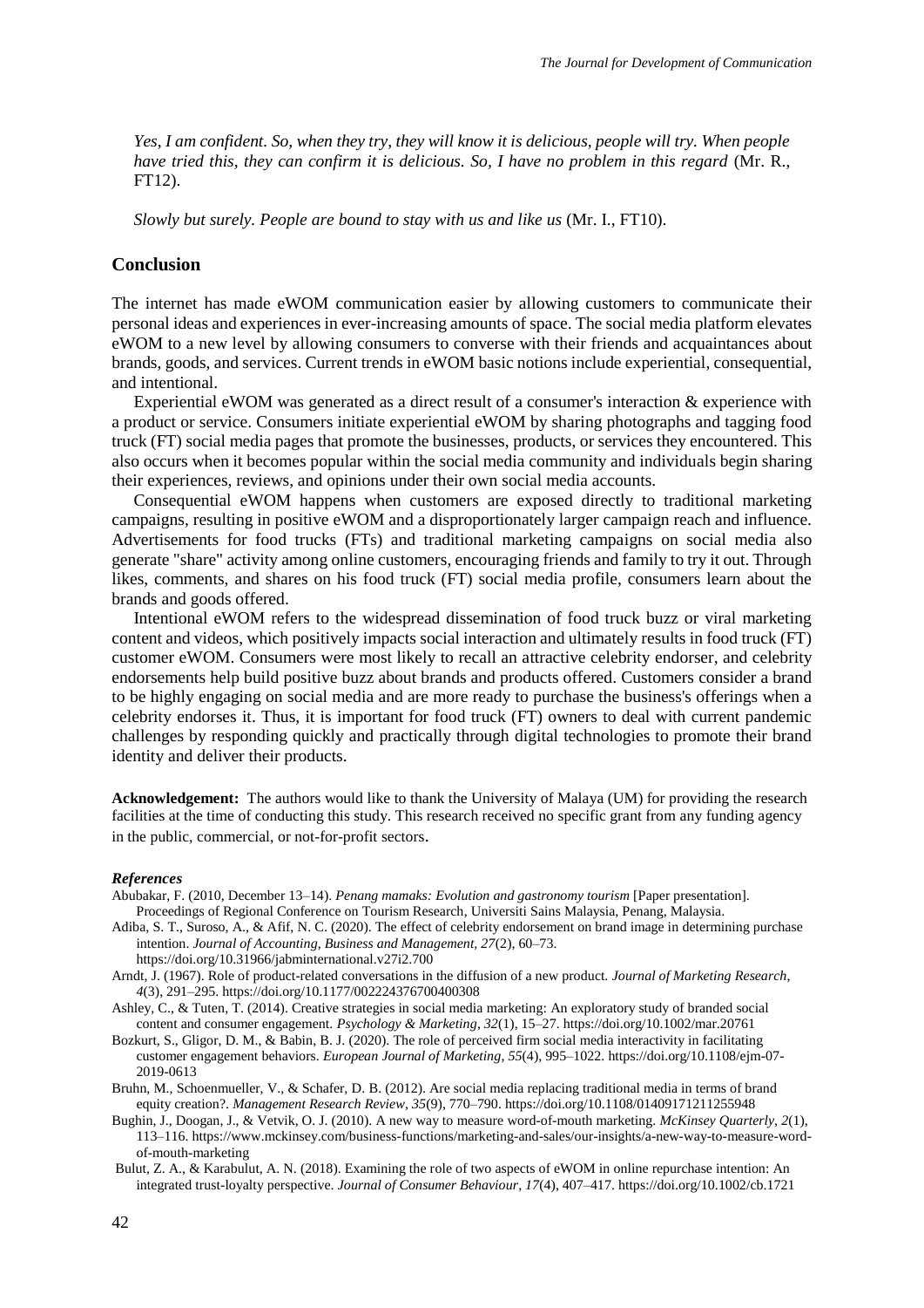*Yes, I am confident. So, when they try, they will know it is delicious, people will try. When people have tried this, they can confirm it is delicious. So, I have no problem in this regard* (Mr. R., FT12).

*Slowly but surely. People are bound to stay with us and like us* (Mr. I., FT10).

## Conclusion

The internet has made eWOM communication easier by allowing customers to communicate their personal ideas and experiences in ever-increasing amounts of space. The social media platform elevates eWOM to a new level by allowing consumers to converse with their friends and acquaintances about brands, goods, and services. Current trends in eWOM basic notions include experiential, consequential, and intentional.

Experiential eWOM was generated as a direct result of a consumer's interaction & experience with a product or service. Consumers initiate experiential eWOM by sharing photographs and tagging food truck (FT) social media pages that promote the businesses, products, or services they encountered. This also occurs when it becomes popular within the social media community and individuals begin sharing their experiences, reviews, and opinions under their own social media accounts.

Consequential eWOM happens when customers are exposed directly to traditional marketing campaigns, resulting in positive eWOM and a disproportionately larger campaign reach and influence. Advertisements for food trucks (FTs) and traditional marketing campaigns on social media also generate "share" activity among online customers, encouraging friends and family to try it out. Through likes, comments, and shares on his food truck (FT) social media profile, consumers learn about the brands and goods offered.

Intentional eWOM refers to the widespread dissemination of food truck buzz or viral marketing content and videos, which positively impacts social interaction and ultimately results in food truck (FT) customer eWOM. Consumers were most likely to recall an attractive celebrity endorser, and celebrity endorsements help build positive buzz about brands and products offered. Customers consider a brand to be highly engaging on social media and are more ready to purchase the business's offerings when a celebrity endorses it. Thus, it is important for food truck (FT) owners to deal with current pandemic challenges by responding quickly and practically through digital technologies to promote their brand identity and deliver their products.

**Acknowledgement:** The authors would like to thank the University of Malaya (UM) for providing the research facilities at the time of conducting this study. This research received no specific grant from any funding agency in the public, commercial, or not-for-profit sectors.

### *References*

Abubakar, F. (2010, December 13–14). *Penang mamaks: Evolution and gastronomy tourism* [Paper presentation]. Proceedings of Regional Conference on Tourism Research, Universiti Sains Malaysia, Penang, Malaysia.

Adiba, S. T., Suroso, A., & Afif, N. C. (2020). The effect of celebrity endorsement on brand image in determining purchase intention. *Journal of Accounting, Business and Management*, *27*(2), 60–73. https://doi.org/10.31966/jabminternational.v27i2.700

Arndt, J. (1967). Role of product-related conversations in the diffusion of a new product. *Journal of Marketing Research*, *4*(3), 291–295. https://doi.org/10.1177/002224376700400308

Ashley, C., & Tuten, T. (2014). Creative strategies in social media marketing: An exploratory study of branded social content and consumer engagement. *Psychology & Marketing*, *32*(1), 15–27. https://doi.org/10.1002/mar.20761

Bozkurt, S., Gligor, D. M., & Babin, B. J. (2020). The role of perceived firm social media interactivity in facilitating customer engagement behaviors. *European Journal of Marketing*, *55*(4), 995–1022. https://doi.org/10.1108/ejm-07-2019-0613

Bruhn, M., Schoenmueller, V., & Schafer, D. B. (2012). Are social media replacing traditional media in terms of brand equity creation?. *Management Research Review*, *35*(9), 770–790. https://doi.org/10.1108/01409171211255948

Bughin, J., Doogan, J., & Vetvik, O. J. (2010). A new way to measure word-of-mouth marketing. *McKinsey Quarterly*, *2*(1), 113–116. https://www.mckinsey.com/business-functions/marketing-and-sales/our-insights/a-new-way-to-measure-word-of-mouth-marketing

Bulut, Z. A., & Karabulut, A. N. (2018). Examining the role of two aspects of eWOM in online repurchase intention: An integrated trust-loyalty perspective. *Journal of Consumer Behaviour*, *17*(4), 407–417. https://doi.org/10.1002/cb.1721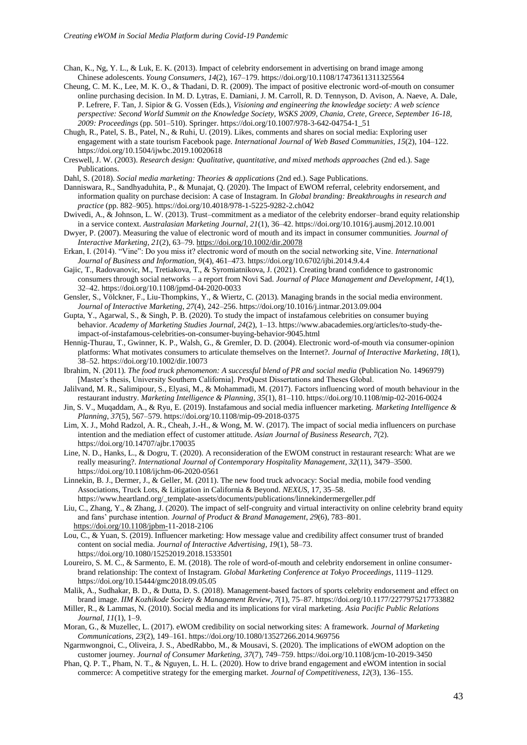Chan, K., Ng, Y. L., & Luk, E. K. (2013). Impact of celebrity endorsement in advertising on brand image among Chinese adolescents. *Young Consumers*, *14*(2), 167–179. https://doi.org/10.1108/17473611311325564

Cheung, C. M. K., Lee, M. K. O., & Thadani, D. R. (2009). The impact of positive electronic word-of-mouth on consumer online purchasing decision. In M. D. Lytras, E. Damiani, J. M. Carroll, R. D. Tennyson, D. Avison, A. Naeve, A. Dale, P. Lefrere, F. Tan, J. Sipior & G. Vossen (Eds.), *Visioning and engineering the knowledge society: A web science perspective: Second World Summit on the Knowledge Society, WSKS 2009, Chania, Crete, Greece, September 16-18, 2009: Proceedings* (pp. 501–510). Springer. https://doi.org/10.1007/978-3-642-04754-1_51

Chugh, R., Patel, S. B., Patel, N., & Ruhi, U. (2019). Likes, comments and shares on social media: Exploring user engagement with a state tourism Facebook page. *International Journal of Web Based Communities*, *15*(2), 104–122. https://doi.org/10.1504/ijwbc.2019.10020618

Creswell, J. W. (2003). *Research design: Qualitative, quantitative, and mixed methods approaches* (2nd ed.). Sage Publications.

Dahl, S. (2018). *Social media marketing: Theories & applications* (2nd ed.). Sage Publications.

Danniswara, R., Sandhyaduhita, P., & Munajat, Q. (2020). The Impact of EWOM referral, celebrity endorsement, and information quality on purchase decision: A case of Instagram. In *Global branding: Breakthroughs in research and practice* (pp. 882–905). https://doi.org/10.4018/978-1-5225-9282-2.ch042

Dwivedi, A., & Johnson, L. W. (2013). Trust–commitment as a mediator of the celebrity endorser–brand equity relationship in a service context. *Australasian Marketing Journal*, *21*(1), 36–42. https://doi.org/10.1016/j.ausmj.2012.10.001

Dwyer, P. (2007). Measuring the value of electronic word of mouth and its impact in consumer communities. *Journal of Interactive Marketing*, *21*(2), 63–79. https://doi.org/10.1002/dir.20078

Erkan, I. (2014). "Vine": Do you miss it? electronic word of mouth on the social networking site, Vine. *International Journal of Business and Information*, *9*(4), 461–473. https://doi.org/10.6702/ijbi.2014.9.4.4

Gajic, T., Radovanovic, M., Tretiakova, T., & Syromiatnikova, J. (2021). Creating brand confidence to gastronomic consumers through social networks – a report from Novi Sad. *Journal of Place Management and Development*, *14*(1), 32–42. https://doi.org/10.1108/jpmd-04-2020-0033

Gensler, S., Völckner, F., Liu-Thompkins, Y., & Wiertz, C. (2013). Managing brands in the social media environment. *Journal of Interactive Marketing*, *27*(4), 242–256. https://doi.org/10.1016/j.intmar.2013.09.004

Gupta, Y., Agarwal, S., & Singh, P. B. (2020). To study the impact of instafamous celebrities on consumer buying behavior. *Academy of Marketing Studies Journal*, *24*(2), 1–13. https://www.abacademies.org/articles/to-study-the-impact-of-instafamous-celebrities-on-consumer-buying-behavior-9045.html

Hennig-Thurau, T., Gwinner, K. P., Walsh, G., & Gremler, D. D. (2004). Electronic word-of-mouth via consumer-opinion platforms: What motivates consumers to articulate themselves on the Internet?. *Journal of Interactive Marketing*, *18*(1), 38–52. https://doi.org/10.1002/dir.10073

Ibrahim, N. (2011). *The food truck phenomenon: A successful blend of PR and social media* (Publication No. 1496979) [Master's thesis, University Southern California]. ProQuest Dissertations and Theses Global.

Jalilvand, M. R., Salimipour, S., Elyasi, M., & Mohammadi, M. (2017). Factors influencing word of mouth behaviour in the restaurant industry. *Marketing Intelligence & Planning*, *35*(1), 81–110. https://doi.org/10.1108/mip-02-2016-0024

Jin, S. V., Muqaddam, A., & Ryu, E. (2019). Instafamous and social media influencer marketing. *Marketing Intelligence & Planning*, *37*(5), 567–579. https://doi.org/10.1108/mip-09-2018-0375

Lim, X. J., Mohd Radzol, A. R., Cheah, J.-H., & Wong, M. W. (2017). The impact of social media influencers on purchase intention and the mediation effect of customer attitude. *Asian Journal of Business Research*, *7*(2). https://doi.org/10.14707/ajbr.170035

Line, N. D., Hanks, L., & Dogru, T. (2020). A reconsideration of the EWOM construct in restaurant research: What are we really measuring?. *International Journal of Contemporary Hospitality Management*, *32*(11), 3479–3500. https://doi.org/10.1108/ijchm-06-2020-0561

Linnekin, B. J., Dermer, J., & Geller, M. (2011). The new food truck advocacy: Social media, mobile food vending Associations, Truck Lots, & Litigation in California & Beyond. *NEXUS*, 17, 35–58. https://www.heartland.org/_template-assets/documents/publications/linnekindermergeller.pdf

Liu, C., Zhang, Y., & Zhang, J. (2020). The impact of self-congruity and virtual interactivity on online celebrity brand equity and fans' purchase intention. *Journal of Product & Brand Management*, *29*(6), 783–801. https://doi.org/10.1108/jpbm-11-2018-2106

Lou, C., & Yuan, S. (2019). Influencer marketing: How message value and credibility affect consumer trust of branded content on social media. *Journal of Interactive Advertising*, *19*(1), 58–73. https://doi.org/10.1080/15252019.2018.1533501

Loureiro, S. M. C., & Sarmento, E. M. (2018). The role of word-of-mouth and celebrity endorsement in online consumer-brand relationship: The context of Instagram. *Global Marketing Conference at Tokyo Proceedings*, 1119–1129. https://doi.org/10.15444/gmc2018.09.05.05

Malik, A., Sudhakar, B. D., & Dutta, D. S. (2018). Management-based factors of sports celebrity endorsement and effect on brand image. *IIM Kozhikode Society & Management Review*, *7*(1), 75–87. https://doi.org/10.1177/2277975217733882

Miller, R., & Lammas, N. (2010). Social media and its implications for viral marketing. *Asia Pacific Public Relations Journal*, *11*(1), 1–9.

Moran, G., & Muzellec, L. (2017). eWOM credibility on social networking sites: A framework. *Journal of Marketing Communications*, *23*(2), 149–161. https://doi.org/10.1080/13527266.2014.969756

Ngarmwongnoi, C., Oliveira, J. S., AbedRabbo, M., & Mousavi, S. (2020). The implications of eWOM adoption on the customer journey. *Journal of Consumer Marketing*, *37*(7), 749–759. https://doi.org/10.1108/jcm-10-2019-3450

Phan, Q. P. T., Pham, N. T., & Nguyen, L. H. L. (2020). How to drive brand engagement and eWOM intention in social commerce: A competitive strategy for the emerging market. *Journal of Competitiveness*, *12*(3), 136–155.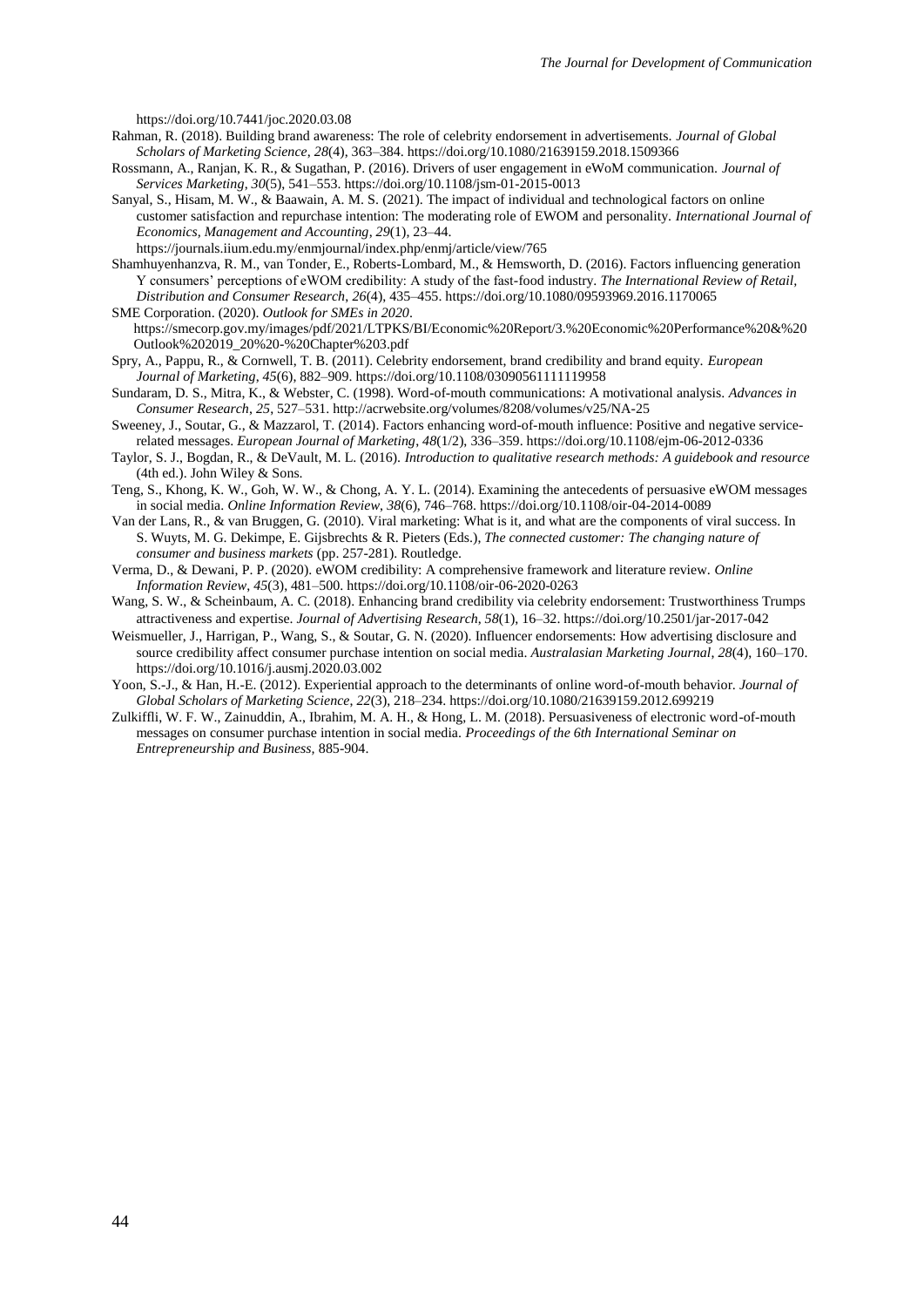https://doi.org/10.7441/joc.2020.03.08

Rahman, R. (2018). Building brand awareness: The role of celebrity endorsement in advertisements. *Journal of Global Scholars of Marketing Science*, *28*(4), 363–384. https://doi.org/10.1080/21639159.2018.1509366

Rossmann, A., Ranjan, K. R., & Sugathan, P. (2016). Drivers of user engagement in eWoM communication. *Journal of Services Marketing*, *30*(5), 541–553. https://doi.org/10.1108/jsm-01-2015-0013

Sanyal, S., Hisam, M. W., & Baawain, A. M. S. (2021). The impact of individual and technological factors on online customer satisfaction and repurchase intention: The moderating role of EWOM and personality. *International Journal of Economics, Management and Accounting*, *29*(1), 23–44. https://journals.iium.edu.my/enmjournal/index.php/enmj/article/view/765

Shamhuyenhanzva, R. M., van Tonder, E., Roberts-Lombard, M., & Hemsworth, D. (2016). Factors influencing generation Y consumers' perceptions of eWOM credibility: A study of the fast-food industry. *The International Review of Retail, Distribution and Consumer Research*, *26*(4), 435–455. https://doi.org/10.1080/09593969.2016.1170065

SME Corporation. (2020). *Outlook for SMEs in 2020*. https://smecorp.gov.my/images/pdf/2021/LTPKS/BI/Economic%20Report/3.%20Economic%20Performance%20&%20Outlook%202019_20%20-%20Chapter%203.pdf

Spry, A., Pappu, R., & Cornwell, T. B. (2011). Celebrity endorsement, brand credibility and brand equity. *European Journal of Marketing*, *45*(6), 882–909. https://doi.org/10.1108/03090561111119958

Sundaram, D. S., Mitra, K., & Webster, C. (1998). Word-of-mouth communications: A motivational analysis. *Advances in Consumer Research*, *25*, 527–531. http://acrwebsite.org/volumes/8208/volumes/v25/NA-25

Sweeney, J., Soutar, G., & Mazzarol, T. (2014). Factors enhancing word-of-mouth influence: Positive and negative service-related messages. *European Journal of Marketing*, *48*(1/2), 336–359. https://doi.org/10.1108/ejm-06-2012-0336

Taylor, S. J., Bogdan, R., & DeVault, M. L. (2016). *Introduction to qualitative research methods: A guidebook and resource* (4th ed.). John Wiley & Sons.

Teng, S., Khong, K. W., Goh, W. W., & Chong, A. Y. L. (2014). Examining the antecedents of persuasive eWOM messages in social media. *Online Information Review*, *38*(6), 746–768. https://doi.org/10.1108/oir-04-2014-0089

Van der Lans, R., & van Bruggen, G. (2010). Viral marketing: What is it, and what are the components of viral success. In S. Wuyts, M. G. Dekimpe, E. Gijsbrechts & R. Pieters (Eds.), *The connected customer: The changing nature of consumer and business markets* (pp. 257-281). Routledge.

Verma, D., & Dewani, P. P. (2020). eWOM credibility: A comprehensive framework and literature review. *Online Information Review*, *45*(3), 481–500. https://doi.org/10.1108/oir-06-2020-0263

Wang, S. W., & Scheinbaum, A. C. (2018). Enhancing brand credibility via celebrity endorsement: Trustworthiness Trumps attractiveness and expertise. *Journal of Advertising Research*, *58*(1), 16–32. https://doi.org/10.2501/jar-2017-042

Weismueller, J., Harrigan, P., Wang, S., & Soutar, G. N. (2020). Influencer endorsements: How advertising disclosure and source credibility affect consumer purchase intention on social media. *Australasian Marketing Journal*, *28*(4), 160–170. https://doi.org/10.1016/j.ausmj.2020.03.002

Yoon, S.-J., & Han, H.-E. (2012). Experiential approach to the determinants of online word-of-mouth behavior. *Journal of Global Scholars of Marketing Science*, *22*(3), 218–234. https://doi.org/10.1080/21639159.2012.699219

Zulkiffli, W. F. W., Zainuddin, A., Ibrahim, M. A. H., & Hong, L. M. (2018). Persuasiveness of electronic word-of-mouth messages on consumer purchase intention in social media. *Proceedings of the 6th International Seminar on Entrepreneurship and Business*, 885-904.